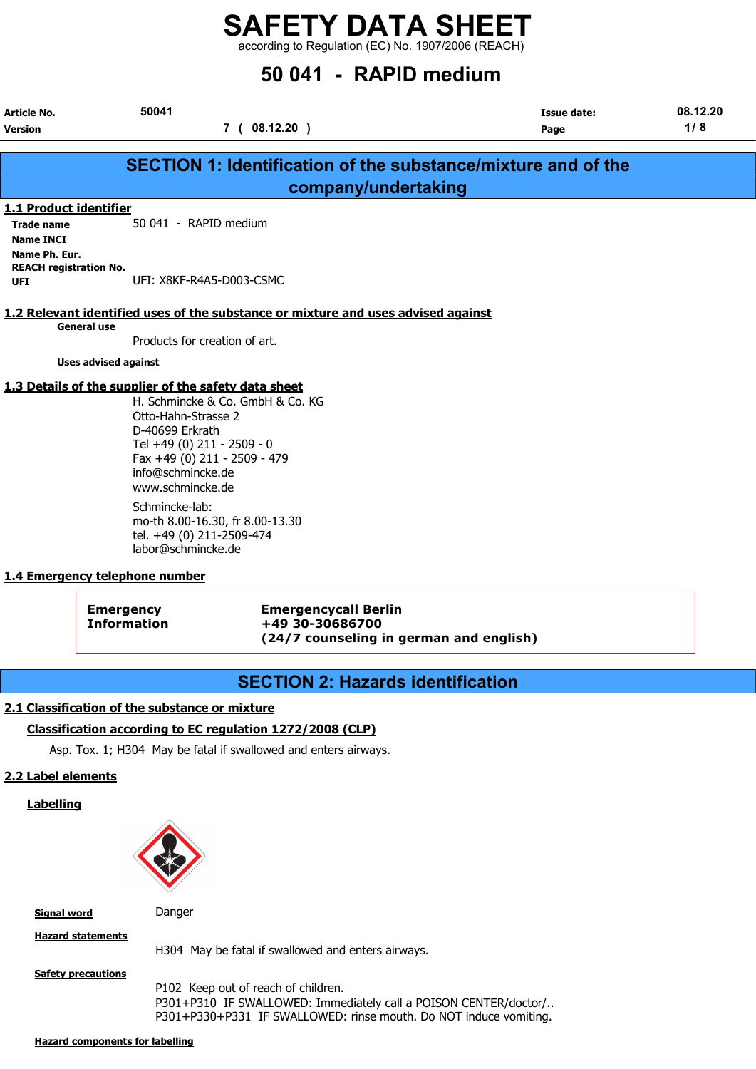# SAFETY DATA SHEET

according to Regulation (EC) No. 1907/2006 (REACH)

# 50 041 - RAPID medium

| Article No. | 50041 | Issue date: | 08.12.20 |
|---|---|---|---|
| Version | 7 ( 08.12.20 ) | | |

## SECTION 1: Identification of the substance/mixture and of the company/undertaking

### 1.1 Product identifier

**Trade name** 50 041 - RAPID medium

**Name INCI**

**Name Ph. Eur.**

**REACH registration No.**

**UFI** UFI: X8KF-R4A5-D003-CSMC

### 1.2 Relevant identified uses of the substance or mixture and uses advised against

**General use**

Products for creation of art.

**Uses advised against**

### 1.3 Details of the supplier of the safety data sheet

H. Schmincke & Co. GmbH & Co. KG
Otto-Hahn-Strasse 2
D-40699 Erkrath
Tel +49 (0) 211 - 2509 - 0
Fax +49 (0) 211 - 2509 - 479
info@schmincke.de
www.schmincke.de

Schmincke-lab:
mo-th 8.00-16.30, fr 8.00-13.30
tel. +49 (0) 211-2509-474
labor@schmincke.de

### 1.4 Emergency telephone number

**Emergency Information** **Emergencycall Berlin**
**+49 30-30686700**
**(24/7 counseling in german and english)**

## SECTION 2: Hazards identification

### 2.1 Classification of the substance or mixture

#### Classification according to EC regulation 1272/2008 (CLP)

Asp. Tox. 1; H304 May be fatal if swallowed and enters airways.

### 2.2 Label elements

#### Labelling

**Signal word** Danger

**Hazard statements**

H304 May be fatal if swallowed and enters airways.

**Safety precautions**

P102 Keep out of reach of children.
P301+P310 IF SWALLOWED: Immediately call a POISON CENTER/doctor/..
P301+P330+P331 IF SWALLOWED: rinse mouth. Do NOT induce vomiting.

**Hazard components for labelling**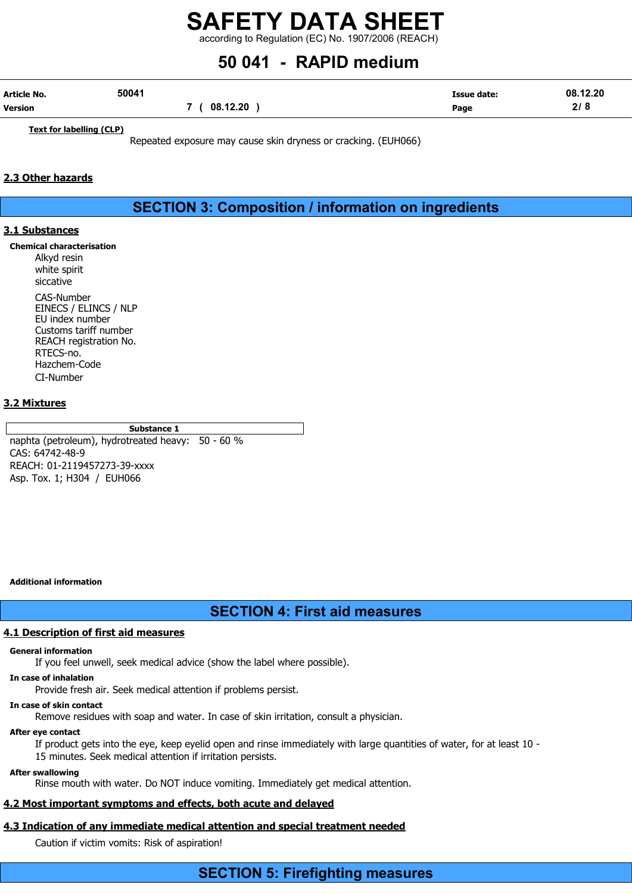**Text for labelling (CLP)**

Repeated exposure may cause skin dryness or cracking. (EUH066)

### 2.3 Other hazards

## SECTION 3: Composition / information on ingredients

### 3.1 Substances

**Chemical characterisation**

Alkyd resin
white spirit
siccative

CAS-Number
EINECS / ELINCS / NLP
EU index number
Customs tariff number
REACH registration No.
RTECS-no.
Hazchem-Code
CI-Number

### 3.2 Mixtures

**Substance 1**

naphta (petroleum), hydrotreated heavy: 50 - 60 %
CAS: 64742-48-9
REACH: 01-2119457273-39-xxxx
Asp. Tox. 1; H304 / EUH066

**Additional information**

## SECTION 4: First aid measures

### 4.1 Description of first aid measures

**General information**

If you feel unwell, seek medical advice (show the label where possible).

**In case of inhalation**

Provide fresh air. Seek medical attention if problems persist.

**In case of skin contact**

Remove residues with soap and water. In case of skin irritation, consult a physician.

**After eye contact**

If product gets into the eye, keep eyelid open and rinse immediately with large quantities of water, for at least 10 - 15 minutes. Seek medical attention if irritation persists.

**After swallowing**

Rinse mouth with water. Do NOT induce vomiting. Immediately get medical attention.

### 4.2 Most important symptoms and effects, both acute and delayed

### 4.3 Indication of any immediate medical attention and special treatment needed

Caution if victim vomits: Risk of aspiration!

## SECTION 5: Firefighting measures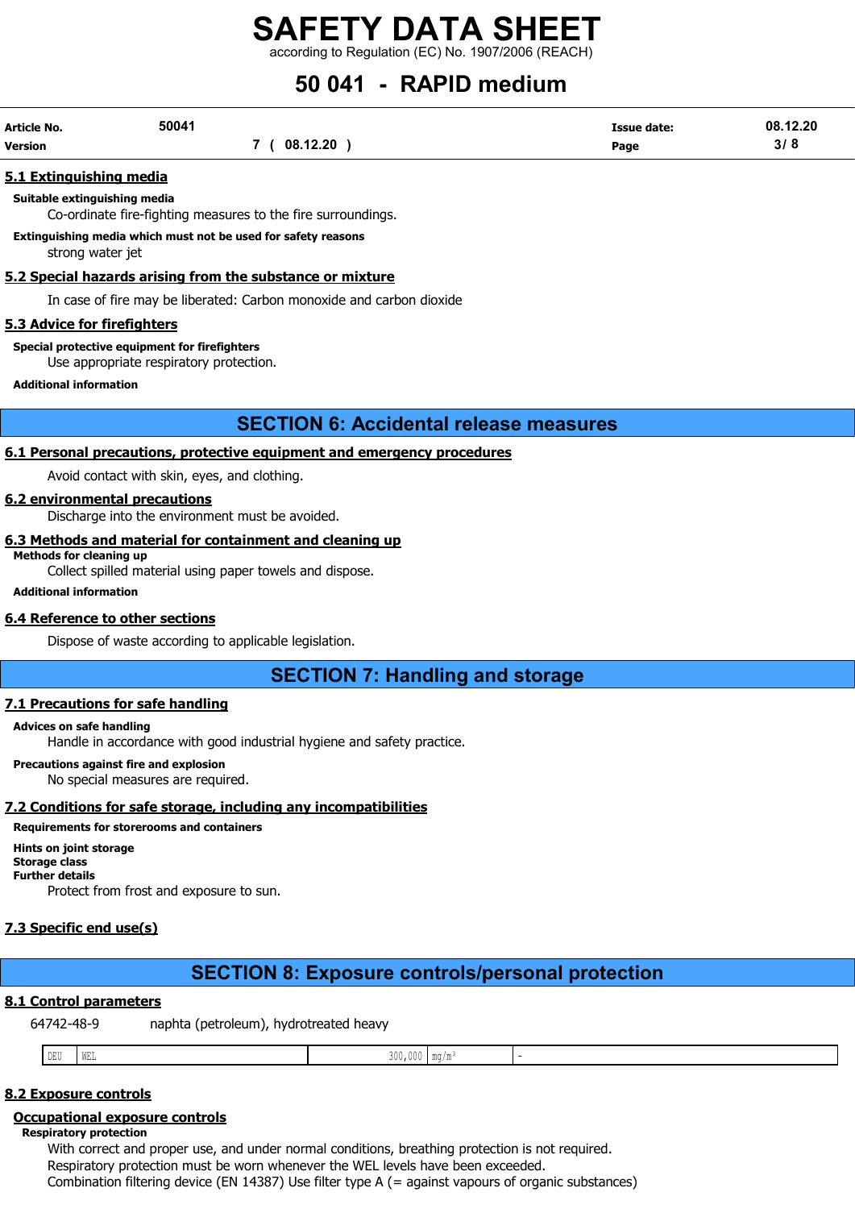### 5.1 Extinguishing media

**Suitable extinguishing media**

Co-ordinate fire-fighting measures to the fire surroundings.

**Extinguishing media which must not be used for safety reasons**

strong water jet

### 5.2 Special hazards arising from the substance or mixture

In case of fire may be liberated: Carbon monoxide and carbon dioxide

### 5.3 Advice for firefighters

**Special protective equipment for firefighters**

Use appropriate respiratory protection.

**Additional information**

## SECTION 6: Accidental release measures

### 6.1 Personal precautions, protective equipment and emergency procedures

Avoid contact with skin, eyes, and clothing.

### 6.2 environmental precautions

Discharge into the environment must be avoided.

### 6.3 Methods and material for containment and cleaning up

**Methods for cleaning up**

Collect spilled material using paper towels and dispose.

**Additional information**

### 6.4 Reference to other sections

Dispose of waste according to applicable legislation.

## SECTION 7: Handling and storage

### 7.1 Precautions for safe handling

**Advices on safe handling**

Handle in accordance with good industrial hygiene and safety practice.

**Precautions against fire and explosion**

No special measures are required.

### 7.2 Conditions for safe storage, including any incompatibilities

**Requirements for storerooms and containers**

**Hints on joint storage**

**Storage class**

**Further details**

Protect from frost and exposure to sun.

### 7.3 Specific end use(s)

## SECTION 8: Exposure controls/personal protection

### 8.1 Control parameters

64742-48-9 naphta (petroleum), hydrotreated heavy

| | | | | |
|---|---|---|---|---|
| DEU | WEL | 300,000 | mg/m³ | - |

### 8.2 Exposure controls

**Occupational exposure controls**

**Respiratory protection**

With correct and proper use, and under normal conditions, breathing protection is not required.
Respiratory protection must be worn whenever the WEL levels have been exceeded.
Combination filtering device (EN 14387) Use filter type A (= against vapours of organic substances)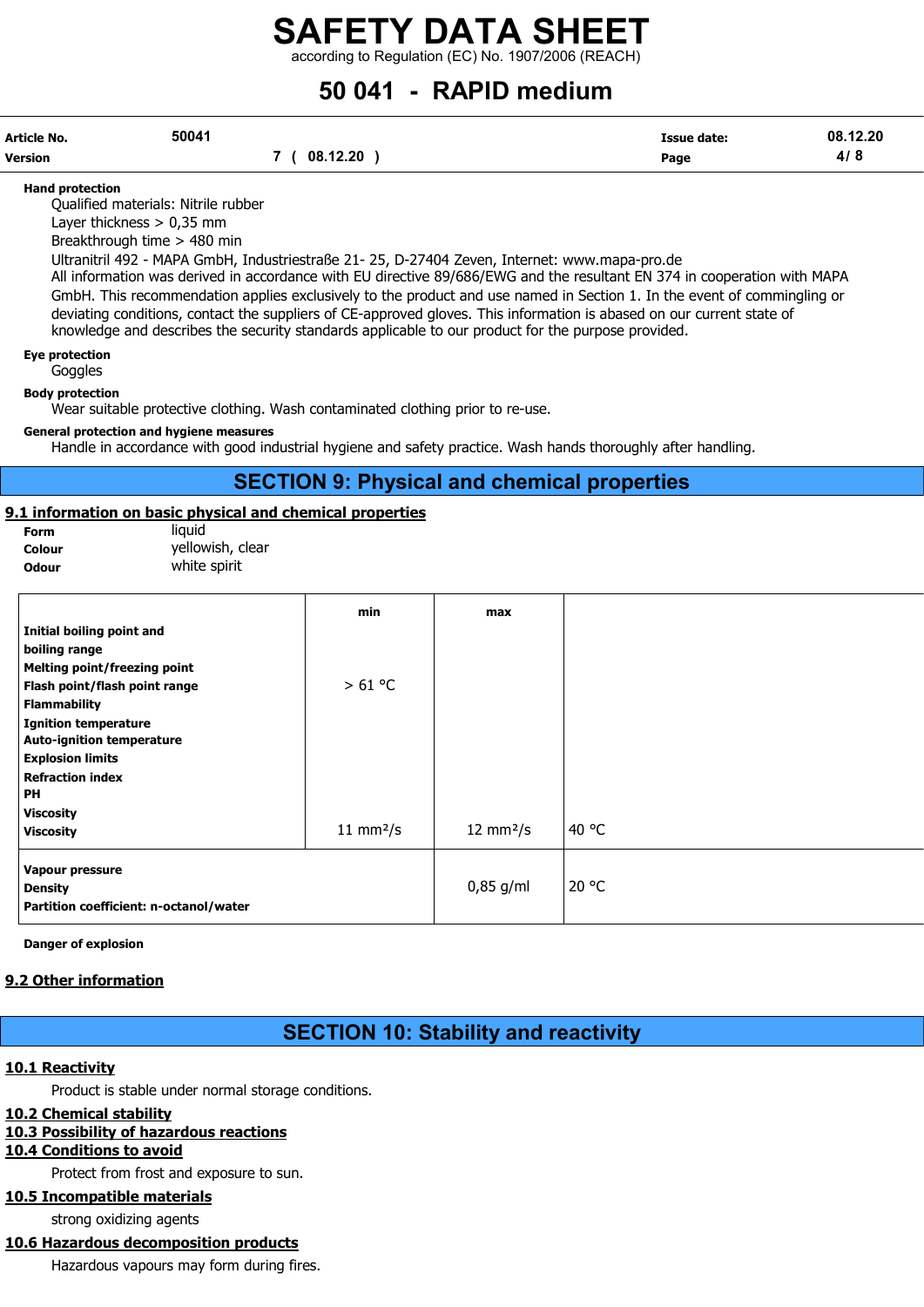**Hand protection**

Qualified materials: Nitrile rubber
Layer thickness > 0,35 mm
Breakthrough time > 480 min
Ultranitril 492 - MAPA GmbH, Industriestraße 21- 25, D-27404 Zeven, Internet: www.mapa-pro.de
All information was derived in accordance with EU directive 89/686/EWG and the resultant EN 374 in cooperation with MAPA GmbH. This recommendation applies exclusively to the product and use named in Section 1. In the event of commingling or deviating conditions, contact the suppliers of CE-approved gloves. This information is abased on our current state of knowledge and describes the security standards applicable to our product for the purpose provided.

**Eye protection**

Goggles

**Body protection**

Wear suitable protective clothing. Wash contaminated clothing prior to re-use.

**General protection and hygiene measures**

Handle in accordance with good industrial hygiene and safety practice. Wash hands thoroughly after handling.

# SECTION 9: Physical and chemical properties

## 9.1 information on basic physical and chemical properties

| | |
|---|---|
| **Form** | liquid |
| **Colour** | yellowish, clear |
| **Odour** | white spirit |

| | min | max | |
|---|---|---|---|
| **Initial boiling point and boiling range** | | | |
| **Melting point/freezing point** | | | |
| **Flash point/flash point range** | > 61 °C | | |
| **Flammability** | | | |
| **Ignition temperature** | | | |
| **Auto-ignition temperature** | | | |
| **Explosion limits** | | | |
| **Refraction index** | | | |
| **PH** | | | |
| **Viscosity** | | | |
| **Viscosity** | 11 mm²/s | 12 mm²/s | 40 °C |
| **Vapour pressure** | | | |
| **Density** | | 0,85 g/ml | 20 °C |
| **Partition coefficient: n-octanol/water** | | | |

**Danger of explosion**

## 9.2 Other information

# SECTION 10: Stability and reactivity

## 10.1 Reactivity

Product is stable under normal storage conditions.

## 10.2 Chemical stability

## 10.3 Possibility of hazardous reactions

## 10.4 Conditions to avoid

Protect from frost and exposure to sun.

## 10.5 Incompatible materials

strong oxidizing agents

## 10.6 Hazardous decomposition products

Hazardous vapours may form during fires.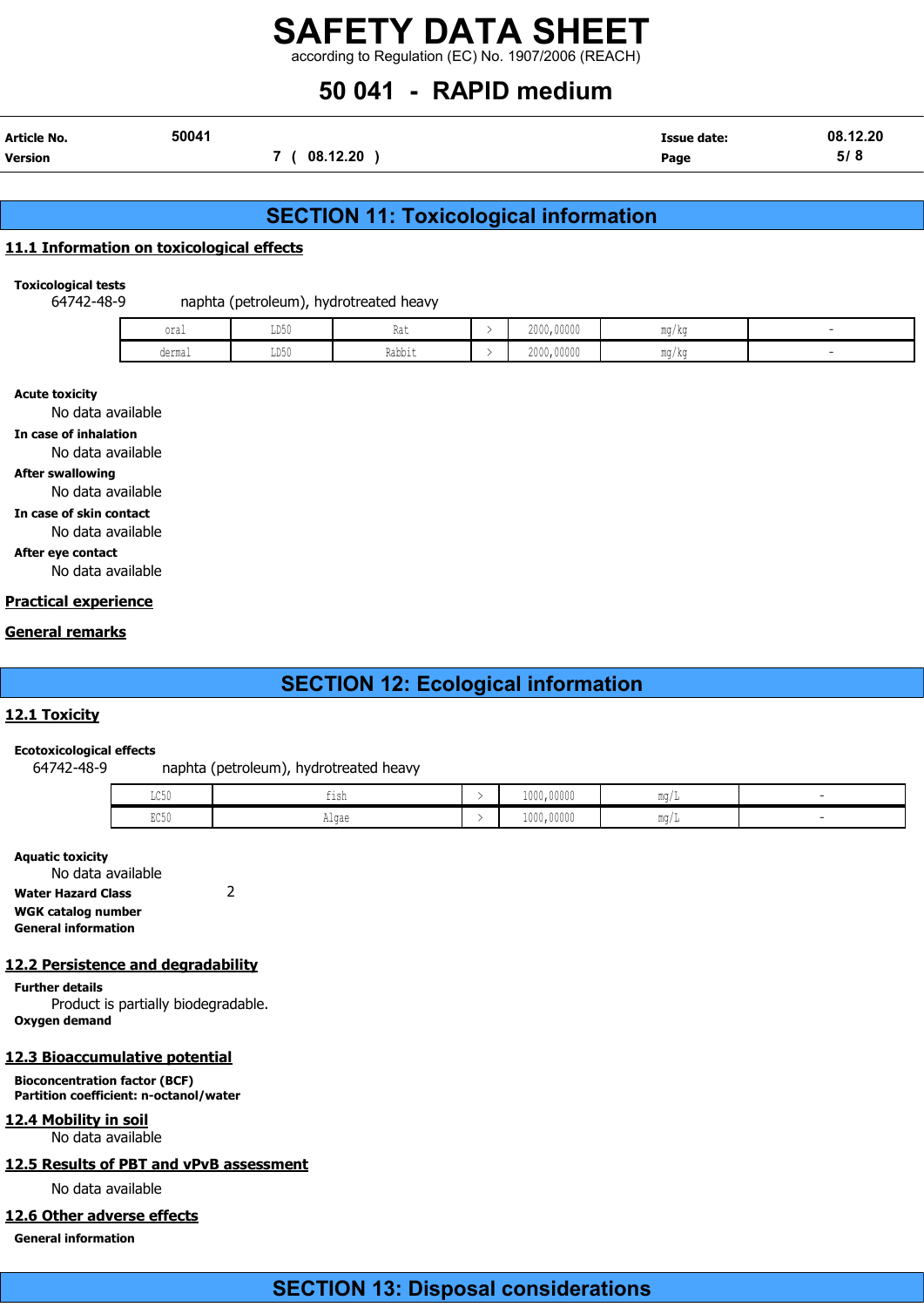## SECTION 11: Toxicological information

### 11.1 Information on toxicological effects

**Toxicological tests**

64742-48-9 naphta (petroleum), hydrotreated heavy

| | | | | | | |
|---|---|---|---|---|---|---|
| oral | LD50 | Rat | > | 2000,00000 | mg/kg | - |
| dermal | LD50 | Rabbit | > | 2000,00000 | mg/kg | - |

**Acute toxicity**

No data available

**In case of inhalation**

No data available

**After swallowing**

No data available

**In case of skin contact**

No data available

**After eye contact**

No data available

### Practical experience

### General remarks

## SECTION 12: Ecological information

### 12.1 Toxicity

**Ecotoxicological effects**

64742-48-9 naphta (petroleum), hydrotreated heavy

| | | | | | |
|---|---|---|---|---|---|
| LC50 | fish | > | 1000,00000 | mg/L | - |
| EC50 | Algae | > | 1000,00000 | mg/L | - |

**Aquatic toxicity**

No data available

**Water Hazard Class** 2

**WGK catalog number**

**General information**

### 12.2 Persistence and degradability

**Further details**

Product is partially biodegradable.

**Oxygen demand**

### 12.3 Bioaccumulative potential

**Bioconcentration factor (BCF)**

**Partition coefficient: n-octanol/water**

### 12.4 Mobility in soil

No data available

### 12.5 Results of PBT and vPvB assessment

No data available

### 12.6 Other adverse effects

**General information**

## SECTION 13: Disposal considerations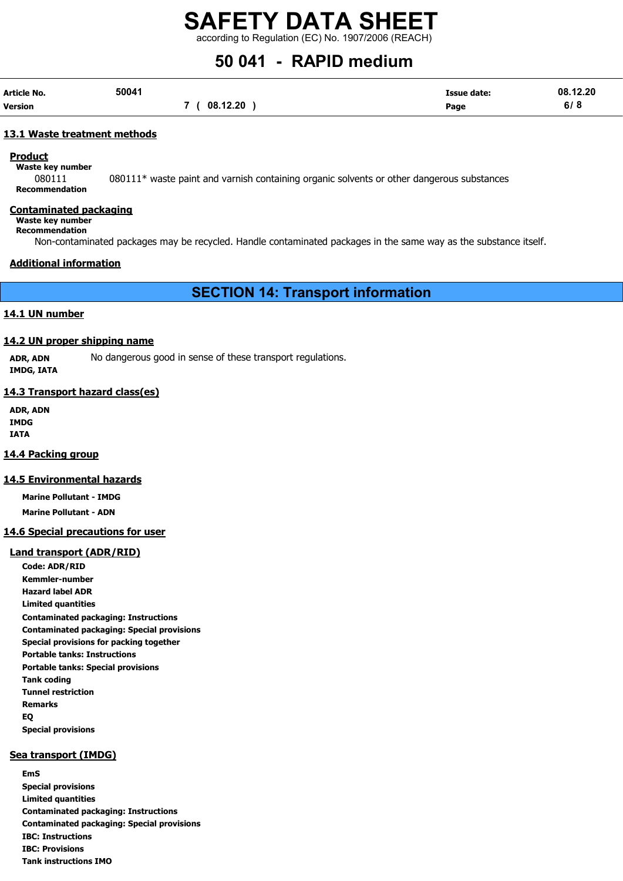## 13.1 Waste treatment methods

### Product

**Waste key number**

080111 — 080111* waste paint and varnish containing organic solvents or other dangerous substances

**Recommendation**

### Contaminated packaging

**Waste key number**

**Recommendation**

Non-contaminated packages may be recycled. Handle contaminated packages in the same way as the substance itself.

### Additional information

# SECTION 14: Transport information

## 14.1 UN number

## 14.2 UN proper shipping name

**ADR, ADN**
**IMDG, IATA**

No dangerous good in sense of these transport regulations.

## 14.3 Transport hazard class(es)

**ADR, ADN**
**IMDG**
**IATA**

## 14.4 Packing group

## 14.5 Environmental hazards

**Marine Pollutant - IMDG**

**Marine Pollutant - ADN**

## 14.6 Special precautions for user

### Land transport (ADR/RID)

**Code: ADR/RID**
**Kemmler-number**
**Hazard label ADR**
**Limited quantities**
**Contaminated packaging: Instructions**
**Contaminated packaging: Special provisions**
**Special provisions for packing together**
**Portable tanks: Instructions**
**Portable tanks: Special provisions**
**Tank coding**
**Tunnel restriction**
**Remarks**
**EQ**
**Special provisions**

### Sea transport (IMDG)

**EmS**
**Special provisions**
**Limited quantities**
**Contaminated packaging: Instructions**
**Contaminated packaging: Special provisions**
**IBC: Instructions**
**IBC: Provisions**
**Tank instructions IMO**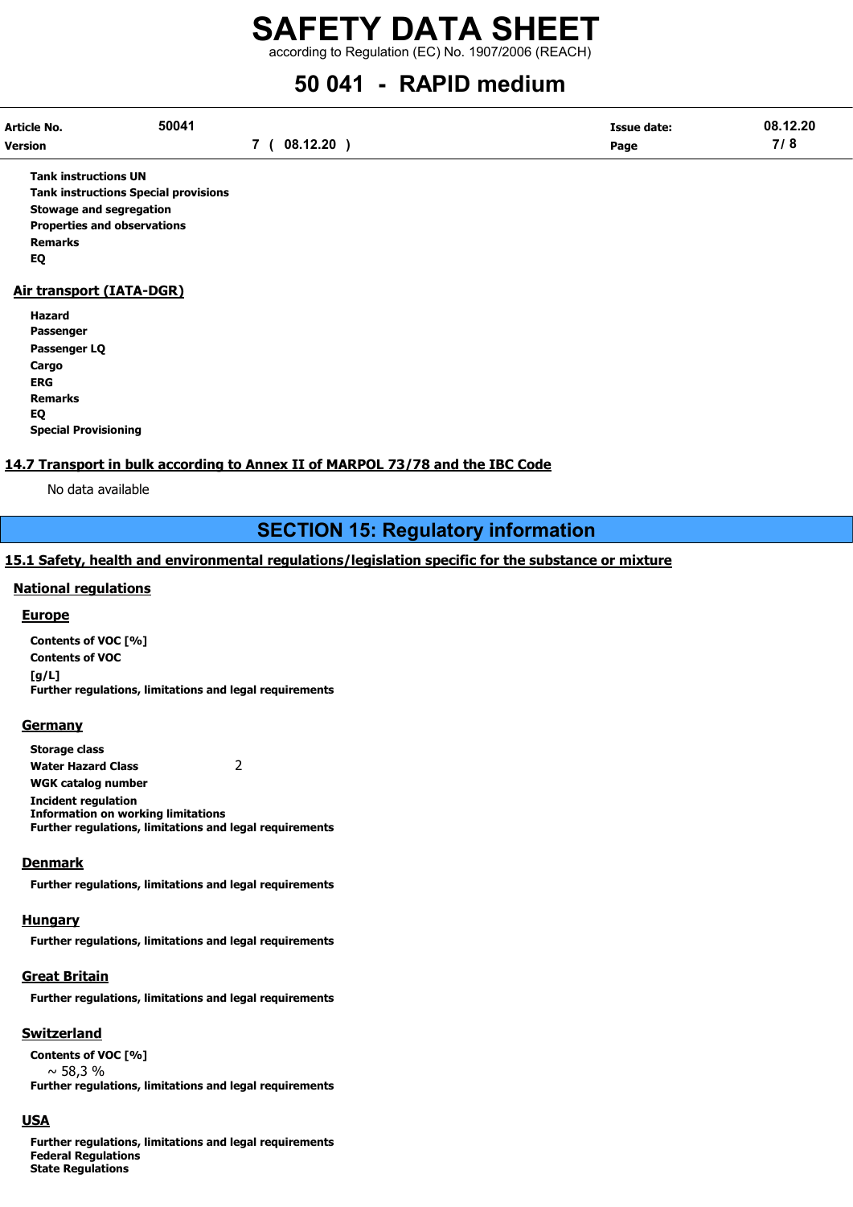**Tank instructions UN**
**Tank instructions Special provisions**
**Stowage and segregation**
**Properties and observations**
**Remarks**
**EQ**

### Air transport (IATA-DGR)

**Hazard**
**Passenger**
**Passenger LQ**
**Cargo**
**ERG**
**Remarks**
**EQ**
**Special Provisioning**

### 14.7 Transport in bulk according to Annex II of MARPOL 73/78 and the IBC Code

No data available

## SECTION 15: Regulatory information

### 15.1 Safety, health and environmental regulations/legislation specific for the substance or mixture

#### National regulations

##### Europe

**Contents of VOC [%]**
**Contents of VOC [g/L]**
**Further regulations, limitations and legal requirements**

##### Germany

**Storage class**
**Water Hazard Class** 2
**WGK catalog number**
**Incident regulation**
**Information on working limitations**
**Further regulations, limitations and legal requirements**

##### Denmark

**Further regulations, limitations and legal requirements**

##### Hungary

**Further regulations, limitations and legal requirements**

##### Great Britain

**Further regulations, limitations and legal requirements**

##### Switzerland

**Contents of VOC [%]**
~ 58,3 %
**Further regulations, limitations and legal requirements**

##### USA

**Further regulations, limitations and legal requirements**
**Federal Regulations**
**State Regulations**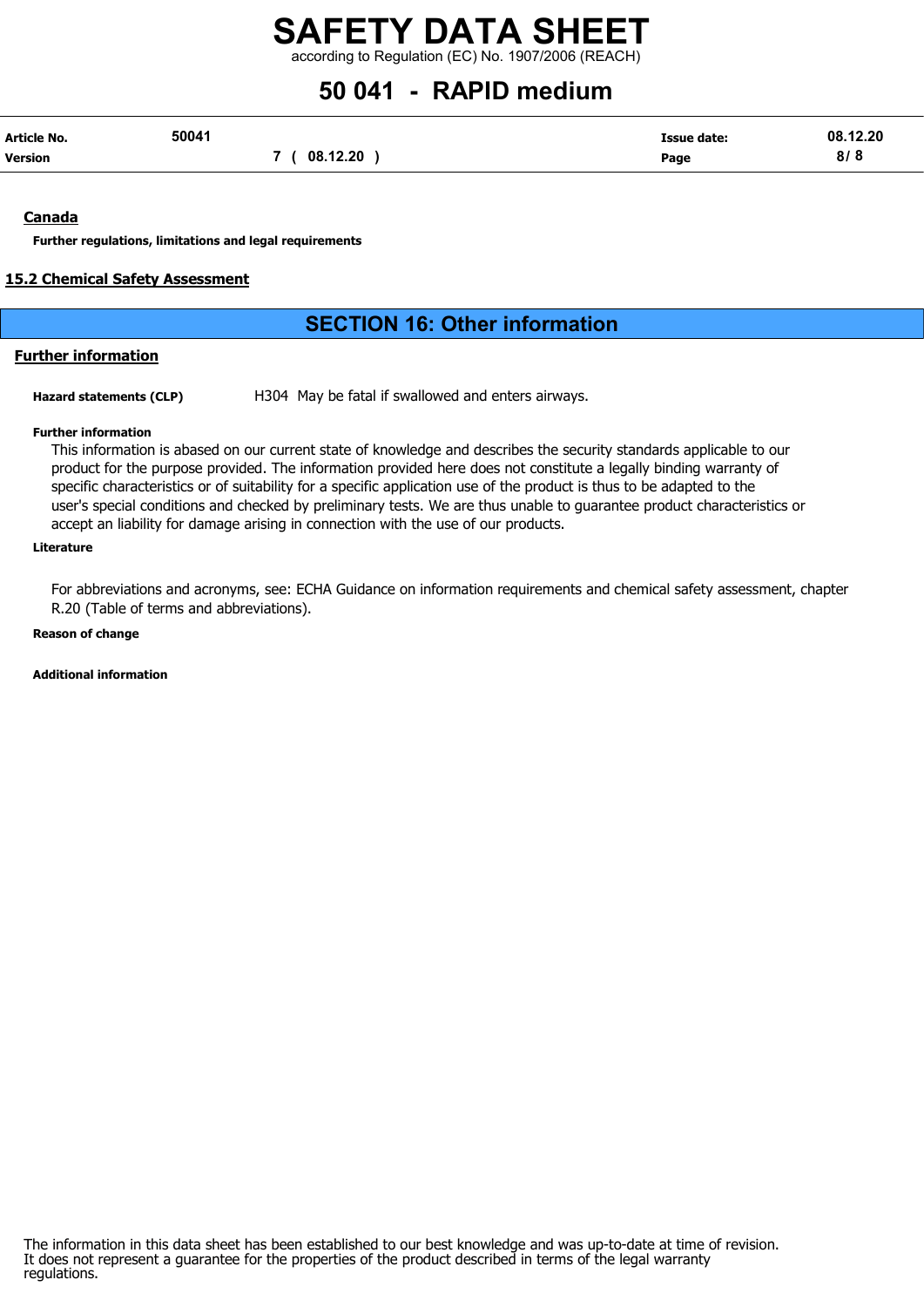**Canada**

**Further regulations, limitations and legal requirements**

**15.2 Chemical Safety Assessment**

## SECTION 16: Other information

**Further information**

**Hazard statements (CLP)** H304 May be fatal if swallowed and enters airways.

**Further information**

This information is abased on our current state of knowledge and describes the security standards applicable to our product for the purpose provided. The information provided here does not constitute a legally binding warranty of specific characteristics or of suitability for a specific application use of the product is thus to be adapted to the user's special conditions and checked by preliminary tests. We are thus unable to guarantee product characteristics or accept an liability for damage arising in connection with the use of our products.

**Literature**

For abbreviations and acronyms, see: ECHA Guidance on information requirements and chemical safety assessment, chapter R.20 (Table of terms and abbreviations).

**Reason of change**

**Additional information**

The information in this data sheet has been established to our best knowledge and was up-to-date at time of revision. It does not represent a guarantee for the properties of the product described in terms of the legal warranty regulations.